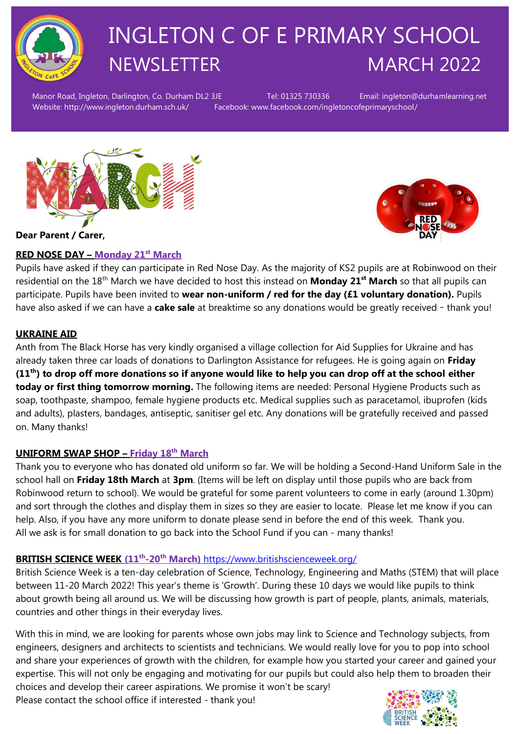# INGLETON C OF E PRIMARY SCHOOL NEWSLETTER MARCH 2022

Manor Road, Ingleton, Darlington, Co. Durham DL2 3JE Tel: 01325 730336 Email: ingleton@durhamlearning.net
Website: http://www.ingleton.durham.sch.uk/ Facebook: www.facebook.com/ingletoncofeprimaryschool/

**Dear Parent / Carer,**

## RED NOSE DAY – Monday 21st March

Pupils have asked if they can participate in Red Nose Day. As the majority of KS2 pupils are at Robinwood on their residential on the 18th March we have decided to host this instead on **Monday 21st March** so that all pupils can participate. Pupils have been invited to **wear non-uniform / red for the day (£1 voluntary donation).** Pupils have also asked if we can have a **cake sale** at breaktime so any donations would be greatly received – thank you!

## UKRAINE AID

Anth from The Black Horse has very kindly organised a village collection for Aid Supplies for Ukraine and has already taken three car loads of donations to Darlington Assistance for refugees. He is going again on **Friday (11th) to drop off more donations so if anyone would like to help you can drop off at the school either today or first thing tomorrow morning.** The following items are needed: Personal Hygiene Products such as soap, toothpaste, shampoo, female hygiene products etc. Medical supplies such as paracetamol, ibuprofen (kids and adults), plasters, bandages, antiseptic, sanitiser gel etc. Any donations will be gratefully received and passed on. Many thanks!

## UNIFORM SWAP SHOP – Friday 18th March

Thank you to everyone who has donated old uniform so far. We will be holding a Second-Hand Uniform Sale in the school hall on **Friday 18th March** at **3pm**. (Items will be left on display until those pupils who are back from Robinwood return to school). We would be grateful for some parent volunteers to come in early (around 1.30pm) and sort through the clothes and display them in sizes so they are easier to locate. Please let me know if you can help. Also, if you have any more uniform to donate please send in before the end of this week. Thank you.
All we ask is for small donation to go back into the School Fund if you can - many thanks!

## BRITISH SCIENCE WEEK (11th-20th March) https://www.britishscienceweek.org/

British Science Week is a ten-day celebration of Science, Technology, Engineering and Maths (STEM) that will place between 11-20 March 2022! This year's theme is 'Growth'. During these 10 days we would like pupils to think about growth being all around us. We will be discussing how growth is part of people, plants, animals, materials, countries and other things in their everyday lives.

With this in mind, we are looking for parents whose own jobs may link to Science and Technology subjects, from engineers, designers and architects to scientists and technicians. We would really love for you to pop into school and share your experiences of growth with the children, for example how you started your career and gained your expertise. This will not only be engaging and motivating for our pupils but could also help them to broaden their choices and develop their career aspirations. We promise it won't be scary!
Please contact the school office if interested - thank you!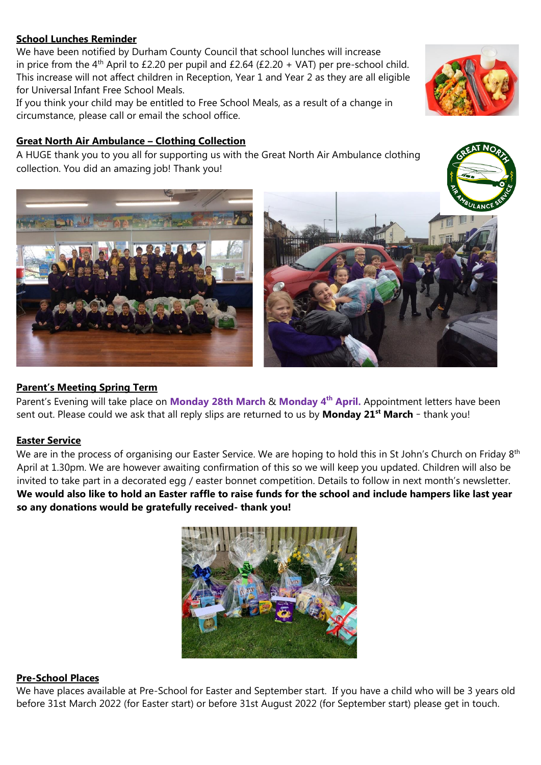**School Lunches Reminder**

We have been notified by Durham County Council that school lunches will increase in price from the 4th April to £2.20 per pupil and £2.64 (£2.20 + VAT) per pre-school child. This increase will not affect children in Reception, Year 1 and Year 2 as they are all eligible for Universal Infant Free School Meals.

If you think your child may be entitled to Free School Meals, as a result of a change in circumstance, please call or email the school office.

**Great North Air Ambulance – Clothing Collection**

A HUGE thank you to you all for supporting us with the Great North Air Ambulance clothing collection. You did an amazing job! Thank you!

**Parent's Meeting Spring Term**

Parent's Evening will take place on **Monday 28th March** & **Monday 4th April.** Appointment letters have been sent out. Please could we ask that all reply slips are returned to us by **Monday 21st March** – thank you!

**Easter Service**

We are in the process of organising our Easter Service. We are hoping to hold this in St John's Church on Friday 8th April at 1.30pm. We are however awaiting confirmation of this so we will keep you updated. Children will also be invited to take part in a decorated egg / easter bonnet competition. Details to follow in next month's newsletter. **We would also like to hold an Easter raffle to raise funds for the school and include hampers like last year so any donations would be gratefully received- thank you!**

**Pre-School Places**

We have places available at Pre-School for Easter and September start. If you have a child who will be 3 years old before 31st March 2022 (for Easter start) or before 31st August 2022 (for September start) please get in touch.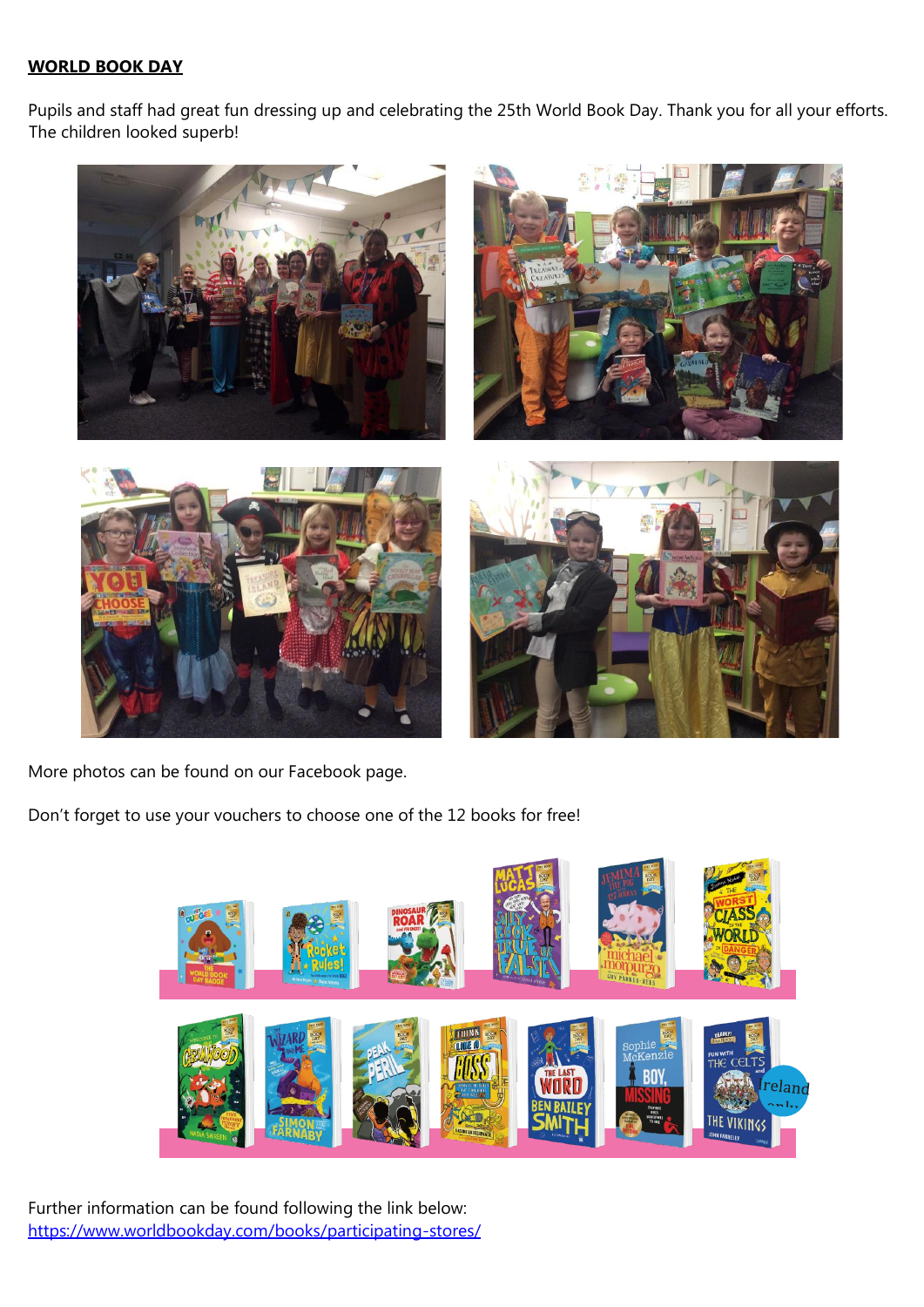**WORLD BOOK DAY**

Pupils and staff had great fun dressing up and celebrating the 25th World Book Day. Thank you for all your efforts. The children looked superb!

More photos can be found on our Facebook page.

Don't forget to use your vouchers to choose one of the 12 books for free!

Further information can be found following the link below:
https://www.worldbookday.com/books/participating-stores/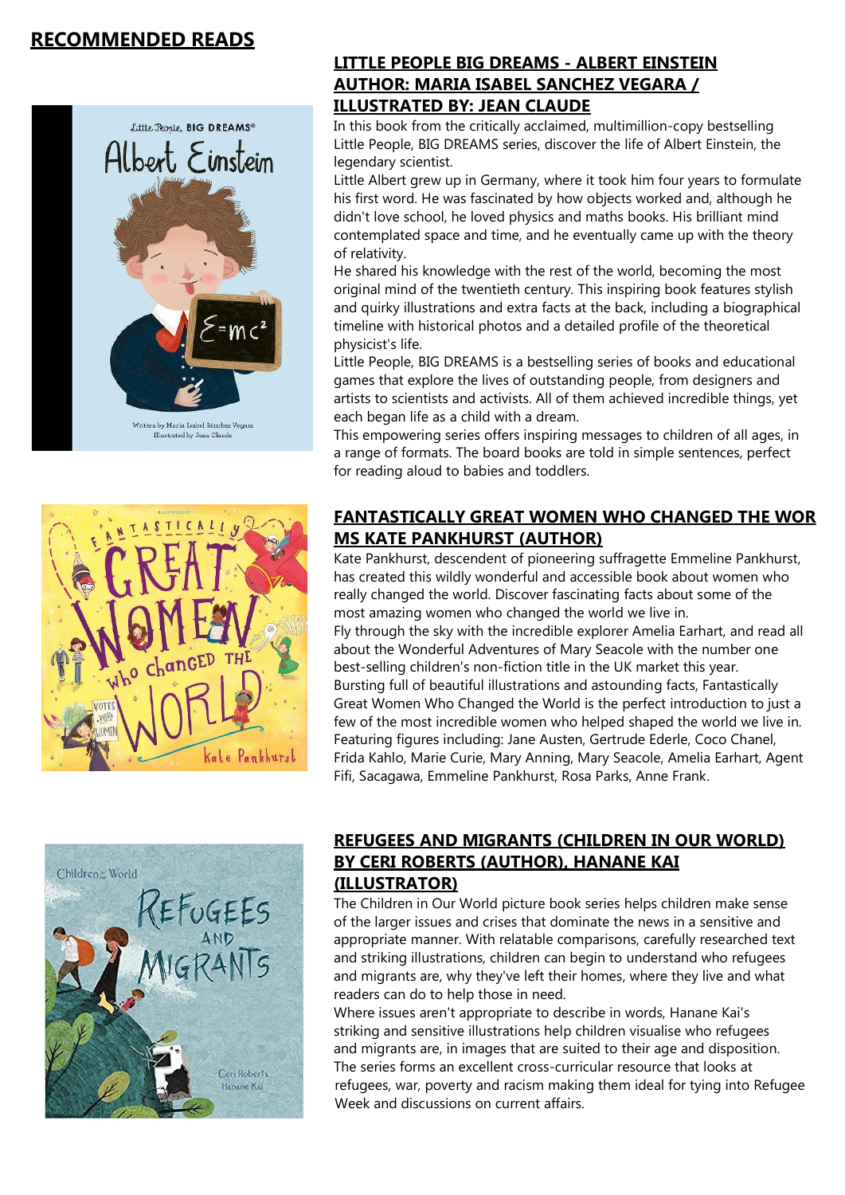## RECOMMENDED READS

### LITTLE PEOPLE BIG DREAMS - ALBERT EINSTEIN AUTHOR: MARIA ISABEL SANCHEZ VEGARA / ILLUSTRATED BY: JEAN CLAUDE

In this book from the critically acclaimed, multimillion-copy bestselling Little People, BIG DREAMS series, discover the life of Albert Einstein, the legendary scientist.

Little Albert grew up in Germany, where it took him four years to formulate his first word. He was fascinated by how objects worked and, although he didn't love school, he loved physics and maths books. His brilliant mind contemplated space and time, and he eventually came up with the theory of relativity.

He shared his knowledge with the rest of the world, becoming the most original mind of the twentieth century. This inspiring book features stylish and quirky illustrations and extra facts at the back, including a biographical timeline with historical photos and a detailed profile of the theoretical physicist's life.

Little People, BIG DREAMS is a bestselling series of books and educational games that explore the lives of outstanding people, from designers and artists to scientists and activists. All of them achieved incredible things, yet each began life as a child with a dream.

This empowering series offers inspiring messages to children of all ages, in a range of formats. The board books are told in simple sentences, perfect for reading aloud to babies and toddlers.

### FANTASTICALLY GREAT WOMEN WHO CHANGED THE WOR MS KATE PANKHURST (AUTHOR)

Kate Pankhurst, descendent of pioneering suffragette Emmeline Pankhurst, has created this wildly wonderful and accessible book about women who really changed the world. Discover fascinating facts about some of the most amazing women who changed the world we live in.

Fly through the sky with the incredible explorer Amelia Earhart, and read all about the Wonderful Adventures of Mary Seacole with the number one best-selling children's non-fiction title in the UK market this year.

Bursting full of beautiful illustrations and astounding facts, Fantastically Great Women Who Changed the World is the perfect introduction to just a few of the most incredible women who helped shaped the world we live in.

Featuring figures including: Jane Austen, Gertrude Ederle, Coco Chanel, Frida Kahlo, Marie Curie, Mary Anning, Mary Seacole, Amelia Earhart, Agent Fifi, Sacagawa, Emmeline Pankhurst, Rosa Parks, Anne Frank.

### REFUGEES AND MIGRANTS (CHILDREN IN OUR WORLD) BY CERI ROBERTS (AUTHOR), HANANE KAI (ILLUSTRATOR)

The Children in Our World picture book series helps children make sense of the larger issues and crises that dominate the news in a sensitive and appropriate manner. With relatable comparisons, carefully researched text and striking illustrations, children can begin to understand who refugees and migrants are, why they've left their homes, where they live and what readers can do to help those in need.

Where issues aren't appropriate to describe in words, Hanane Kai's striking and sensitive illustrations help children visualise who refugees and migrants are, in images that are suited to their age and disposition.

The series forms an excellent cross-curricular resource that looks at refugees, war, poverty and racism making them ideal for tying into Refugee Week and discussions on current affairs.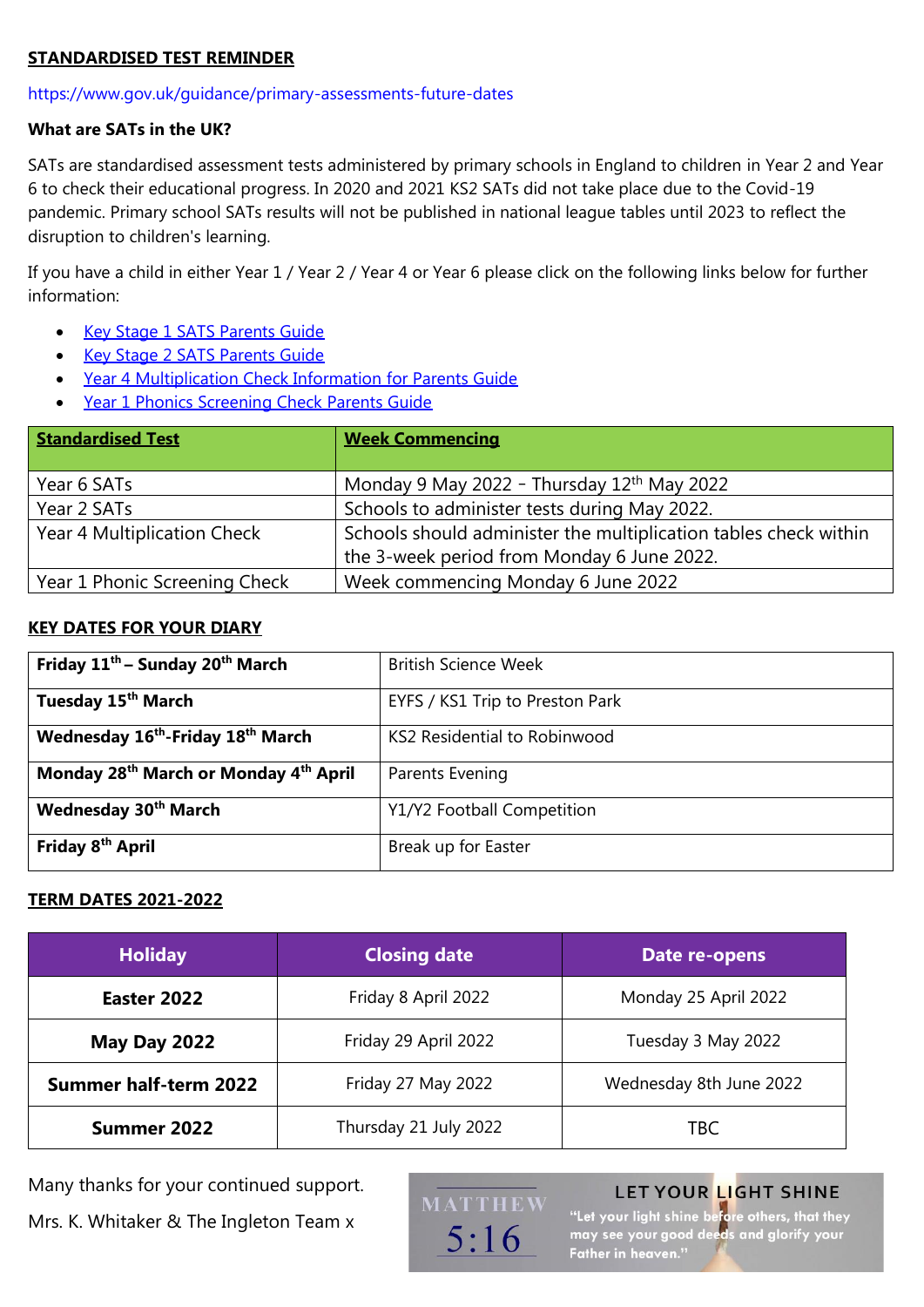**STANDARDISED TEST REMINDER**

https://www.gov.uk/guidance/primary-assessments-future-dates

**What are SATs in the UK?**

SATs are standardised assessment tests administered by primary schools in England to children in Year 2 and Year 6 to check their educational progress. In 2020 and 2021 KS2 SATs did not take place due to the Covid-19 pandemic. Primary school SATs results will not be published in national league tables until 2023 to reflect the disruption to children's learning.

If you have a child in either Year 1 / Year 2 / Year 4 or Year 6 please click on the following links below for further information:

- Key Stage 1 SATS Parents Guide
- Key Stage 2 SATS Parents Guide
- Year 4 Multiplication Check Information for Parents Guide
- Year 1 Phonics Screening Check Parents Guide

| **Standardised Test** | **Week Commencing** |
|---|---|
| Year 6 SATs | Monday 9 May 2022 - Thursday 12th May 2022 |
| Year 2 SATs | Schools to administer tests during May 2022. |
| Year 4 Multiplication Check | Schools should administer the multiplication tables check within the 3-week period from Monday 6 June 2022. |
| Year 1 Phonic Screening Check | Week commencing Monday 6 June 2022 |

**KEY DATES FOR YOUR DIARY**

| | |
|---|---|
| **Friday 11th – Sunday 20th March** | British Science Week |
| **Tuesday 15th March** | EYFS / KS1 Trip to Preston Park |
| **Wednesday 16th-Friday 18th March** | KS2 Residential to Robinwood |
| **Monday 28th March or Monday 4th April** | Parents Evening |
| **Wednesday 30th March** | Y1/Y2 Football Competition |
| **Friday 8th April** | Break up for Easter |

**TERM DATES 2021-2022**

| Holiday | Closing date | Date re-opens |
|---|---|---|
| **Easter 2022** | Friday 8 April 2022 | Monday 25 April 2022 |
| **May Day 2022** | Friday 29 April 2022 | Tuesday 3 May 2022 |
| **Summer half-term 2022** | Friday 27 May 2022 | Wednesday 8th June 2022 |
| **Summer 2022** | Thursday 21 July 2022 | TBC |

Many thanks for your continued support.

Mrs. K. Whitaker & The Ingleton Team x

MATTHEW 5:16

LET YOUR LIGHT SHINE

"Let your light shine before others, that they may see your good deeds and glorify your Father in heaven."